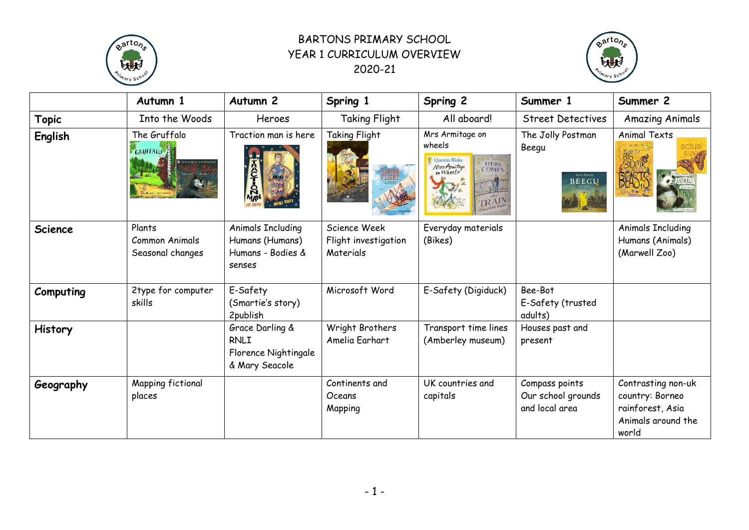# BARTONS PRIMARY SCHOOL
## YEAR 1 CURRICULUM OVERVIEW
## 2020-21

| | **Autumn 1** | **Autumn 2** | **Spring 1** | **Spring 2** | **Summer 1** | **Summer 2** |
|---|---|---|---|---|---|---|
| **Topic** | Into the Woods | Heroes | Taking Flight | All aboard! | Street Detectives | Amazing Animals |
| **English** | The Gruffalo | Traction man is here | Taking Flight | Mrs Armitage on wheels | The Jolly Postman Beegu | Animal Texts |
| **Science** | Plants Common Animals Seasonal changes | Animals Including Humans (Humans) Humans - Bodies & senses | Science Week Flight investigation Materials | Everyday materials (Bikes) | | Animals Including Humans (Animals) (Marwell Zoo) |
| **Computing** | 2type for computer skills | E-Safety (Smartie's story) 2publish | Microsoft Word | E-Safety (Digiduck) | Bee-Bot E-Safety (trusted adults) | |
| **History** | | Grace Darling & RNLI Florence Nightingale & Mary Seacole | Wright Brothers Amelia Earhart | Transport time lines (Amberley museum) | Houses past and present | |
| **Geography** | Mapping fictional places | | Continents and Oceans Mapping | UK countries and capitals | Compass points Our school grounds and local area | Contrasting non-uk country: Borneo rainforest, Asia Animals around the world |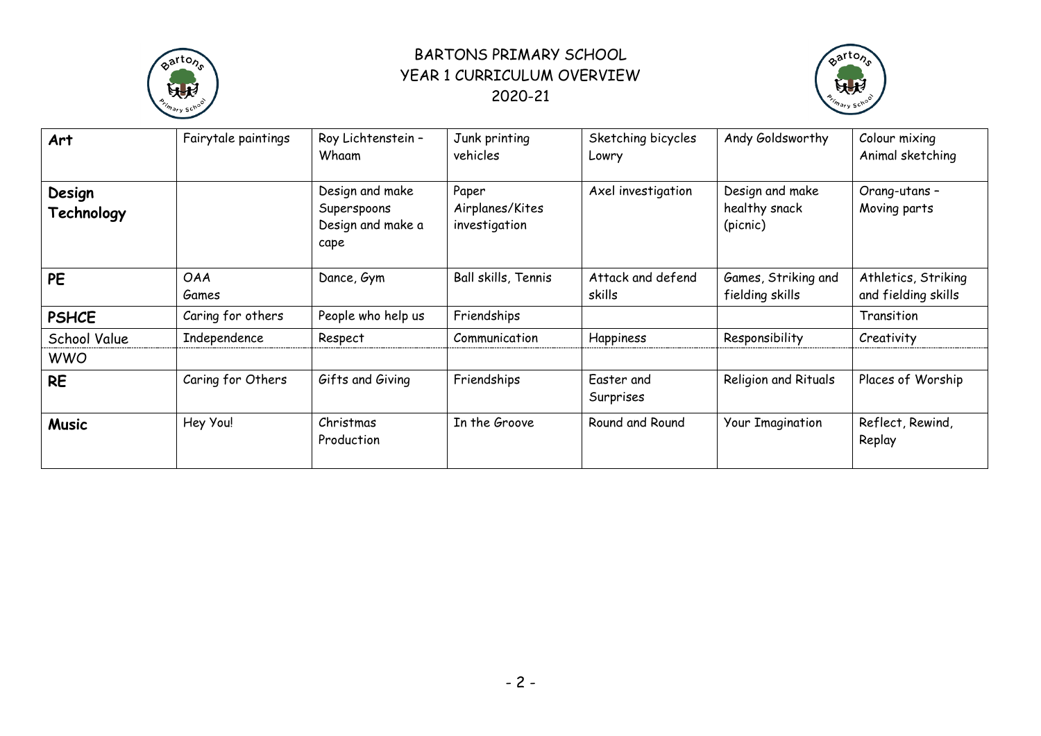BARTONS PRIMARY SCHOOL
YEAR 1 CURRICULUM OVERVIEW
2020-21

| | | | | | | |
|---|---|---|---|---|---|---|
| **Art** | Fairytale paintings | Roy Lichtenstein – Whaam | Junk printing vehicles | Sketching bicycles Lowry | Andy Goldsworthy | Colour mixing Animal sketching |
| **Design Technology** | | Design and make Superspoons Design and make a cape | Paper Airplanes/Kites investigation | Axel investigation | Design and make healthy snack (picnic) | Orang-utans – Moving parts |
| **PE** | OAA Games | Dance, Gym | Ball skills, Tennis | Attack and defend skills | Games, Striking and fielding skills | Athletics, Striking and fielding skills |
| **PSHCE** | Caring for others | People who help us | Friendships | | | Transition |
| School Value | Independence | Respect | Communication | Happiness | Responsibility | Creativity |
| WWO | | | | | | |
| **RE** | Caring for Others | Gifts and Giving | Friendships | Easter and Surprises | Religion and Rituals | Places of Worship |
| **Music** | Hey You! | Christmas Production | In the Groove | Round and Round | Your Imagination | Reflect, Rewind, Replay |